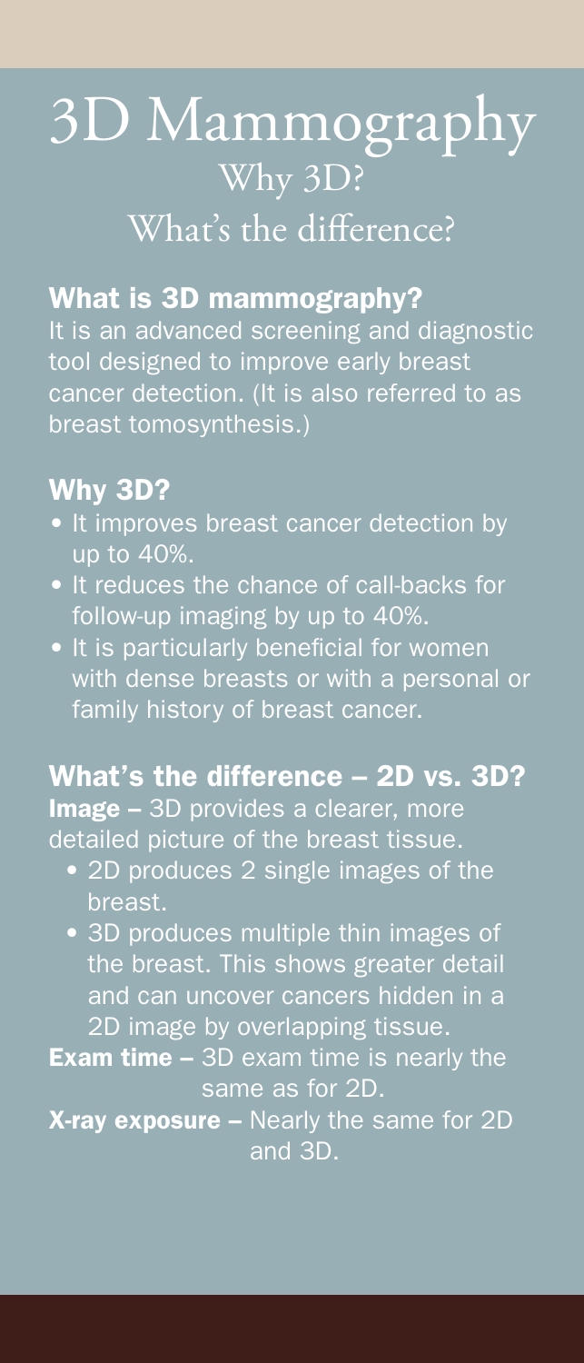# 3D Mammography

## Why 3D?

## What's the difference?

### What is 3D mammography?

It is an advanced screening and diagnostic tool designed to improve early breast cancer detection. (It is also referred to as breast tomosynthesis.)

### Why 3D?

- It improves breast cancer detection by up to 40%.
- It reduces the chance of call-backs for follow-up imaging by up to 40%.
- It is particularly beneficial for women with dense breasts or with a personal or family history of breast cancer.

### What's the difference – 2D vs. 3D?

**Image –** 3D provides a clearer, more detailed picture of the breast tissue.

- 2D produces 2 single images of the breast.
- 3D produces multiple thin images of the breast. This shows greater detail and can uncover cancers hidden in a 2D image by overlapping tissue.

**Exam time –** 3D exam time is nearly the same as for 2D.

**X-ray exposure –** Nearly the same for 2D and 3D.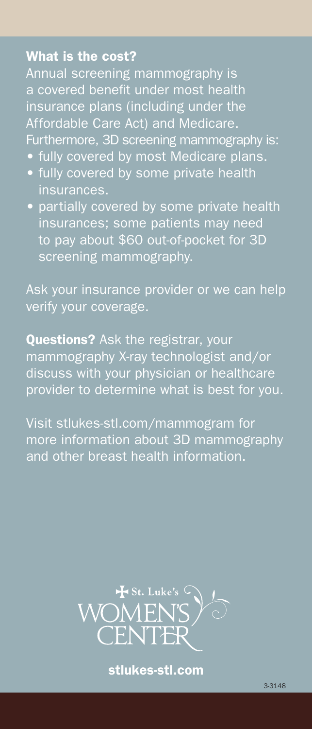### What is the cost?

Annual screening mammography is a covered benefit under most health insurance plans (including under the Affordable Care Act) and Medicare. Furthermore, 3D screening mammography is:

- fully covered by most Medicare plans.
- fully covered by some private health insurances.
- partially covered by some private health insurances; some patients may need to pay about $60 out-of-pocket for 3D screening mammography.

Ask your insurance provider or we can help verify your coverage.

**Questions?** Ask the registrar, your mammography X-ray technologist and/or discuss with your physician or healthcare provider to determine what is best for you.

Visit stlukes-stl.com/mammogram for more information about 3D mammography and other breast health information.

St. Luke's WOMEN'S CENTER

**stlukes-stl.com**

3-3148